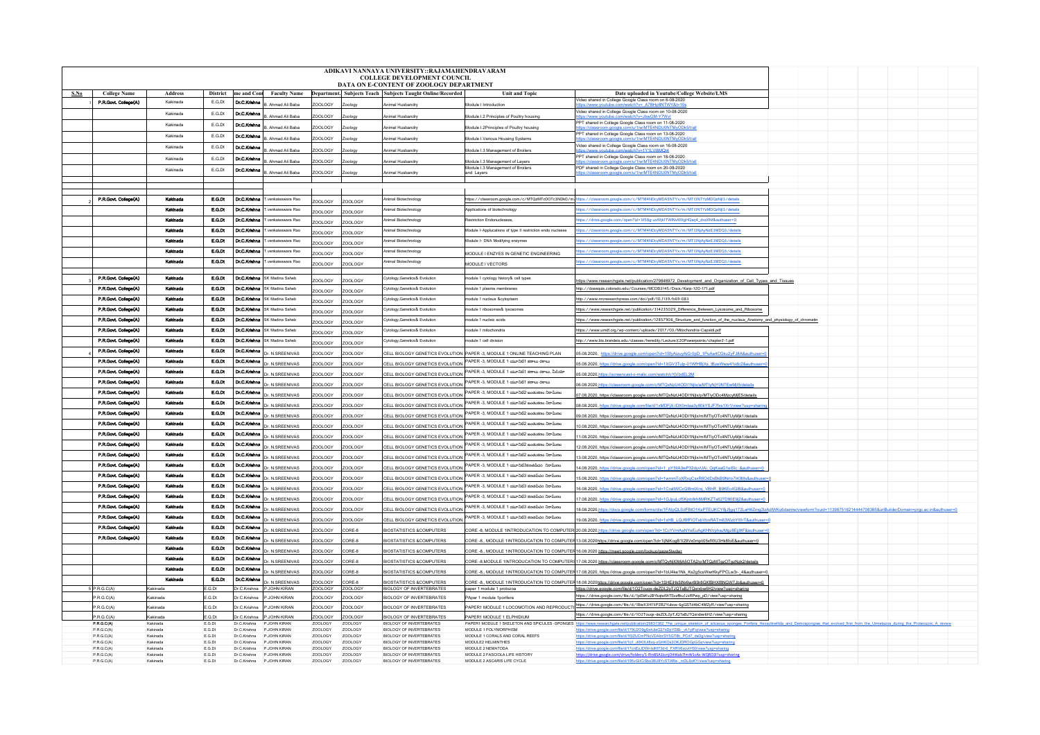# ADIKAVI NANNAYA UNIVERSITY::RAJAMAHENDRAVARAM

## COLLEGE DEVELOPMENT COUNCIL

## DATA ON E-CONTENT OF ZOOLOGY DEPARTMENT

| S.No | College Name | Address | District | me and Cont | Faculty Name | Department | Subjects Teach | Subjects Taught Online/Recorded | Unit and Topic | Date uploaded in Youtube/College Website/LMS |
|---|---|---|---|---|---|---|---|---|---|---|
| 1 | P.R.Govt. College(A) | Kakinada | E.G.Dt | Dr.C.Krishna | B. Ahmad Ali Baba | ZOOLOGY | Zoology | Animal Husbandry | Module I Introduction | Video shared in College Google Class room on 6-08-2020 https://www.youtube.com/watch?v=_A7BHz8NTWY&t=10s |
| | | Kakinada | E.G.Dt | Dr.C.Krishna | B. Ahmad Ali Baba | ZOOLOGY | Zoology | Animal Husbandry | Module I.2 Principles of Poultry housing | Video shared in College Google Class room on 10-08-2020 https://www.youtube.com/watch?v=zbwGM-Y7Wvc |
| | | Kakinada | E.G.Dt | Dr.C.Krishna | B. Ahmad Ali Baba | ZOOLOGY | Zoology | Animal Husbandry | Module I.2Principles of Poultry housing | PPT shared in College Google Class room on 11-08-2020 https://classroom.google.com/u/1/w/MTE4NDU0NTMyODk5/t/all |
| | | Kakinada | E.G.Dt | Dr.C.Krishna | B. Ahmad Ali Baba | ZOOLOGY | Zoology | Animal Husbandry | Module I.Various Housing Systems | PPT shared in College Google Class room on 13-08-2020 https://classroom.google.com/u/1/w/MTE4NDU0NTMyODk5/t/all |
| | | Kakinada | E.G.Dt | Dr.C.Krishna | B. Ahmad Ali Baba | ZOOLOGY | Zoology | Animal Husbandry | Module I.3 Management of Broilers | Video shared in College Google Class room on 16-08-2020 https://www.youtube.com/watch?v=1Y1LVi8bMQ4 |
| | | Kakinada | E.G.Dt | Dr.C.Krishna | B. Ahmad Ali Baba | ZOOLOGY | Zoology | Animal Husbandry | Module I.3 Management of Layers | PPT shared in College Google Class room on 18-08-2020 https://classroom.google.com/u/1/w/MTE4NDU0NTMyODk5/t/all |
| | | Kakinada | E.G.Dt | Dr.C.Krishna | B. Ahmad Ali Baba | ZOOLOGY | Zoology | Animal Husbandry | Module I.3 Management of Broilers and Layers | PDF shared in College Google Class room on 20-08-2020 https://classroom.google.com/u/1/w/MTE4NDU0NTMyODk5/t/all |
| | | | | | | | | | | |
| 2 | P.R.Govt. College(A) | Kakinada | E.G.Dt | Dr.C.Krishna | T.venkateswara Rao | ZOOLOGY | ZOOLOGY | Animal Biotechnology | https://classroom.google.com/c/MTQzMTc0OTc3NDk0/m | https://classroom.google.com/c/MTM4NDcyMDA5NTYx/m/MTI3NTYzMDQzNjI3/details |
| | P.R.Govt. College(A) | Kakinada | E.G.Dt | Dr.C.Krishna | T.venkateswara Rao | ZOOLOGY | ZOOLOGY | Animal Biotechnology | Applications of biotechnology | https://classroom.google.com/c/MTM4NDcyMDA5NTYx/m/MTI3NTYzMDQzNjI3/details |
| | P.R.Govt. College(A) | Kakinada | E.G.Dt | Dr.C.Krishna | T.venkateswara Rao | ZOOLOGY | ZOOLOGY | Animal Biotechnology | Restriction Endonucleases, | https://drive.google.com/open?id=1f58g-uvWjkITWtNvWXghKqeq4_dvzXN8&authuser=0 |
| | P.R.Govt. College(A) | Kakinada | E.G.Dt | Dr.C.Krishna | T.venkateswara Rao | ZOOLOGY | ZOOLOGY | Animal Biotechnology | Module I- Applications of type II restriction endo nucleses | https://classroom.google.com/c/MTM4NDcyMDA5NTYx/m/MTI1NjAyNzE3MDQ3/details |
| | P.R.Govt. College(A) | Kakinada | E.G.Dt | Dr.C.Krishna | T.venkateswara Rao | ZOOLOGY | ZOOLOGY | Animal Biotechnology | Module I- DNA Modifying enzymes | https://classroom.google.com/c/MTM4NDcyMDA5NTYx/m/MTI1NjAyNzE3MDQ3/details |
| | P.R.Govt. College(A) | Kakinada | E.G.Dt | Dr.C.Krishna | T.venkateswara Rao | ZOOLOGY | ZOOLOGY | Animal Biotechnology | MODULE I ENZYES IN GENETIC ENGINEERING | https://classroom.google.com/c/MTM4NDcyMDA5NTYx/m/MTI1NjAyNzE3MDQ3/details |
| | P.R.Govt. College(A) | Kakinada | E.G.Dt | Dr.C.Krishna | T.venkateswara Rao | ZOOLOGY | ZOOLOGY | Animal Biotechnology | MODULE I VECTORS | https://classroom.google.com/c/MTM4NDcyMDA5NTYx/m/MTI1NjAyNzE3MDQ3/details |
| | | | | | | | | | | |
| 3 | P.R.Govt. College(A) | Kakinada | E.G.Dt | Dr.C.Krishna | SK Madina Saheb | ZOOLOGY | ZOOLOGY | Cytology,Genetics& Evolution | module 1 cytology history& cell types | https://www.researchgate.net/publication/279846972_Development_and_Organization_of_Cell_Types_and_Tissues |
| | P.R.Govt. College(A) | Kakinada | E.G.Dt | Dr.C.Krishna | SK Madina Saheb | ZOOLOGY | ZOOLOGY | Cytology,Genetics& Evolution | module 1 plasma membranes | http://classes.colorado.edu/Courses/MCDB3145/Docs/Karp-120-171.pdf |
| | P.R.Govt. College(A) | Kakinada | E.G.Dt | Dr.C.Krishna | SK Madina Saheb | ZOOLOGY | ZOOLOGY | Cytology,Genetics& Evolution | module 1 nucleus &cytoplasm | http://www.nrcresearchpress.com/doi/pdf/10.1139/b69-083 |
| | P.R.Govt. College(A) | Kakinada | E.G.Dt | Dr.C.Krishna | SK Madina Saheb | ZOOLOGY | ZOOLOGY | Cytology,Genetics& Evolution | module 1 ribosomes& lysosomes | https://www.researchgate.net/publication/314235029_Difference_Between_Lysosome_and_Ribosome |
| | P.R.Govt. College(A) | Kakinada | E.G.Dt | Dr.C.Krishna | SK Madina Saheb | ZOOLOGY | ZOOLOGY | Cytology,Genetics& Evolution | module 1 nucleic acids | https://www.researchgate.net/publication/12857906_Structure_and_function_of_the_nucleus_Anatomy_and_physiology_of_chromatin |
| | P.R.Govt. College(A) | Kakinada | E.G.Dt | Dr.C.Krishna | SK Madina Saheb | ZOOLOGY | ZOOLOGY | Cytology,Genetics& Evolution | module 1 mitochondria | https://www.umdf.org/wp-content/uploads/2017/03/Mitochondria-Capa68.pdf |
| | P.R.Govt. College(A) | Kakinada | E.G.Dt | Dr.C.Krishna | SK Madina Saheb | ZOOLOGY | ZOOLOGY | Cytology,Genetics& Evolution | module 1 cell division | http://www.bio.brandeis.edu/classes/heredity/Lecture%20Powerpoints/chapter2-1.pdf |
| 4 | P.R.Govt. College(A) | Kakinada | E.G.Dt | Dr.C.Krishna | Dr. N.SREENIVAS | ZOOLOGY | ZOOLOGY | CELL BIOLOGY GENETICS EVOLUTION | PAPER -3, MODULE 1 ONLINE TEACHING PLAN | 05.08.2020, https://drive.google.com/open?id=1SfyAizuyAiG-0pD_1PuAsi4CGku2yFJ8A&authuser=0 |
| | P.R.Govt. College(A) | Kakinada | E.G.Dt | Dr.C.Krishna | Dr. N.SREENIVAS | ZOOLOGY | ZOOLOGY | CELL BIOLOGY GENETICS EVOLUTION | PAPER -3, MODULE 1 యూనిట్1 కణాల రకాలు | 05.08.2020, https://drive.google.com/open?id=1XGV3Tulp-01WfHBjXs_lBzeWww41s8c2&authuser=0 |
| | P.R.Govt. College(A) | Kakinada | E.G.Dt | Dr.C.Krishna | Dr. N.SREENIVAS | ZOOLOGY | ZOOLOGY | CELL BIOLOGY GENETICS EVOLUTION | PAPER -3, MODULE 1 యూనిట్1 కణాల రకాలు, విభేదాలు | 05.08.2020 https://screencast-o-matic.com/watch/cYjVIxtEL2M |
| | P.R.Govt. College(A) | Kakinada | E.G.Dt | Dr.C.Krishna | Dr. N.SREENIVAS | ZOOLOGY | ZOOLOGY | CELL BIOLOGY GENETICS EVOLUTION | PAPER -3, MODULE 1 యూనిట్1 కణాల రకాలు | 06.08.2020 https://classroom.google.com/c/MTQxNzU4ODI1Njlx/a/MTIyNjY0NTEwMjI5/details |
| | P.R.Govt. College(A) | Kakinada | E.G.Dt | Dr.C.Krishna | Dr. N.SREENIVAS | ZOOLOGY | ZOOLOGY | CELL BIOLOGY GENETICS EVOLUTION | PAPER -3, MODULE 1 యూనిట్2 ఉపకణాంగ నిర్మాణం | 07.08.2020, https://classroom.google.com/c/MTQxNzU4ODI1Njlx/p/MTIyODc4MzcyMjE5/details |
| | P.R.Govt. College(A) | Kakinada | E.G.Dt | Dr.C.Krishna | Dr. N.SREENIVAS | ZOOLOGY | ZOOLOGY | CELL BIOLOGY GENETICS EVOLUTION | PAPER -3, MODULE 1 యూనిట్2 ఉపకణాంగ నిర్మాణం | 08.08.2020, https://drive.google.com/file/d/1xMDFjX-DX0mlea3y80kYSJF7fss1Xr1t/view?usp=sharing |
| | P.R.Govt. College(A) | Kakinada | E.G.Dt | Dr.C.Krishna | Dr. N.SREENIVAS | ZOOLOGY | ZOOLOGY | CELL BIOLOGY GENETICS EVOLUTION | PAPER -3, MODULE 1 యూనిట్2 ఉపకణాంగ నిర్మాణం | 09.08.2020, https://classroom.google.com/c/MTQxNzU4ODI1Njlx/m/MTIyOTc4NTUyMjk1/details |
| | P.R.Govt. College(A) | Kakinada | E.G.Dt | Dr.C.Krishna | Dr. N.SREENIVAS | ZOOLOGY | ZOOLOGY | CELL BIOLOGY GENETICS EVOLUTION | PAPER -3, MODULE 1 యూనిట్2 ఉపకణాంగ నిర్మాణం | 10.08.2020, https://classroom.google.com/c/MTQxNzU4ODI1Njlx/m/MTIyOTc4NTUyMjk1/details |
| | P.R.Govt. College(A) | Kakinada | E.G.Dt | Dr.C.Krishna | Dr. N.SREENIVAS | ZOOLOGY | ZOOLOGY | CELL BIOLOGY GENETICS EVOLUTION | PAPER -3, MODULE 1 యూనిట్2 ఉపకణాంగ నిర్మాణం | 11.08.2020, https://classroom.google.com/c/MTQxNzU4ODI1Njlx/m/MTIyOTc4NTUyMjk1/details |
| | P.R.Govt. College(A) | Kakinada | E.G.Dt | Dr.C.Krishna | Dr. N.SREENIVAS | ZOOLOGY | ZOOLOGY | CELL BIOLOGY GENETICS EVOLUTION | PAPER -3, MODULE 1 యూనిట్2 ఉపకణాంగ నిర్మాణం | 12.08.2020, https://classroom.google.com/c/MTQxNzU4ODI1Njlx/m/MTIyOTc4NTUyMjk1/details |
| | P.R.Govt. College(A) | Kakinada | E.G.Dt | Dr.C.Krishna | Dr. N.SREENIVAS | ZOOLOGY | ZOOLOGY | CELL BIOLOGY GENETICS EVOLUTION | PAPER -3, MODULE 1 యూనిట్2 ఉపకణాంగ నిర్మాణం | 13.08.2020, https://classroom.google.com/c/MTQxNzU4ODI1Njlx/m/MTIyOTc4NTUyMjk1/details |
| | P.R.Govt. College(A) | Kakinada | E.G.Dt | Dr.C.Krishna | Dr. N.SREENIVAS | ZOOLOGY | ZOOLOGY | CELL BIOLOGY GENETICS EVOLUTION | PAPER -3, MODULE 1 యూనిట్3కణపటలం నిర్మాణం | 14.08.2020, https://drive.google.com/open?id=1_pY5tA3wP32dyvUAi_OqKsaG1wSIc_&authuser=0 |
| | P.R.Govt. College(A) | Kakinada | E.G.Dt | Dr.C.Krishna | Dr. N.SREENIVAS | ZOOLOGY | ZOOLOGY | CELL BIOLOGY GENETICS EVOLUTION | PAPER -3, MODULE 1 యూనిట్3 కణపటలం నిర్మాణం | 15.08.2020, https://drive.google.com/open?id=1wmmToXRxqCssR6OdDxBkB9Nrlo7I43Ma&authuser=0 |
| | P.R.Govt. College(A) | Kakinada | E.G.Dt | Dr.C.Krishna | Dr. N.SREENIVAS | ZOOLOGY | ZOOLOGY | CELL BIOLOGY GENETICS EVOLUTION | PAPER -3, MODULE 1 యూనిట్3 కణపటలం నిర్మాణం | 16.08.2020, https://drive.google.com/open?id=1CralWCeQl8mXnq_VBhR_B9KEo4GlB&authuser=0 |
| | P.R.Govt. College(A) | Kakinada | E.G.Dt | Dr.C.Krishna | Dr. N.SREENIVAS | ZOOLOGY | ZOOLOGY | CELL BIOLOGY GENETICS EVOLUTION | PAPER -3, MODULE 1 యూనిట్3 కణపటలం నిర్మాణం | 17.08.2020, https://drive.google.com/open?id=1GJpuLcf5Kjrb8rh8MRKZ1e827D90E9j2&authuser=0 |
| | P.R.Govt. College(A) | Kakinada | E.G.Dt | Dr.C.Krishna | Dr. N.SREENIVAS | ZOOLOGY | ZOOLOGY | CELL BIOLOGY GENETICS EVOLUTION | PAPER -3, MODULE 1 యూనిట్3 కణపటలం నిర్మాణం | 18.08.2020, https://docs.google.com/forms/d/e/1FAIpQLSdF8tO1KsPTEUKCY8jJfgq172Lai#6Zmg2lzAdWKu6daime/viewform?ouid=113987518214444708365&urlBuilderDomain=prgc.ac.in&authuser=0 |
| | P.R.Govt. College(A) | Kakinada | E.G.Dt | Dr.C.Krishna | Dr. N.SREENIVAS | ZOOLOGY | ZOOLOGY | CELL BIOLOGY GENETICS EVOLUTION | PAPER -3, MODULE 1 యూనిట్3 కణపటలం నిర్మాణం | 19.08.2020, https://drive.google.com/open?id=1xHB_LQJ9fFiOTsbVbnRATm63WzbYWrT&authuser=0 |
| | P.R.Govt. College(A) | Kakinada | E.G.Dt | Dr.C.Krishna | Dr. N.SREENIVAS | ZOOLOGY | CORE-8 | BIOSTATISTICS &COMPUTERS | CORE -8, MODULE 1INTRODUCATION TO COMPUTER | 20.08.2020 https://drive.google.com/open?id=1CcYVmAaNYeEuAgKHNVphaJMgz8EjjtKF&authuser=0 |
| | P.R.Govt. College(A) | Kakinada | E.G.Dt | Dr.C.Krishna | Dr. N.SREENIVAS | ZOOLOGY | CORE-8 | BIOSTATISTICS &COMPUTERS | CORE -8,, MODULE 1INTRODUCATION TO COMPUTER | 13.08.2020https://drive.google.com/open?id=1ljNiKogB1l29VxOmpl05xfWU3Hk8foE&authuser=0 |
| | | Kakinada | E.G.Dt | Dr.C.Krishna | Dr. N.SREENIVAS | ZOOLOGY | CORE-8 | BIOSTATISTICS &COMPUTERS | CORE -8,, MODULE 1INTRODUCATION TO COMPUTER | 16.08.2020 https://meet.google.com/lookup/gsqw5lwdwr |
| | | Kakinada | E.G.Dt | Dr.C.Krishna | Dr. N.SREENIVAS | ZOOLOGY | CORE-8 | BIOSTATISTICS &COMPUTERS | CORE -8,MODULE 1INTRODUCATION TO COMPUTERS | 17.08.2020 https://classroom.google.com/c/MTQxNjI0MjA5OTA2/p/MTQzMTgzOTgzNzk2/details |
| | | Kakinada | E.G.Dt | Dr.C.Krishna | Dr. N.SREENIVAS | ZOOLOGY | CORE-8 | BIOSTATISTICS &COMPUTERS | CORE -8,, MODULE 1INTRODUCATION TO COMPUTER | 17.08.2020, https://drive.google.com/open?id=1bU4ke1Nk_Ks2g5csWwrKkyFPCLw3r-_4&authuser=0 |
| | | Kakinada | E.G.Dt | Dr.C.Krishna | Dr. N.SREENIVAS | ZOOLOGY | CORE-8 | BIOSTATISTICS &COMPUTERS | CORE -8,, MODULE 1INTRODUCATION TO COMPUTER | 18.08.2020https://drive.google.com/open?id=1SHEjHdSNn6wr89r8GKBHX6NGW7Jb&authuser=0 |
| 5 | P.R.G.C(A) | Kakinada | E.G.Dt | Dr.C.Krishna | P.JOHN KIRAN | ZOOLOGY | ZOOLOGY | BIOLOGY OF INVERTEBRATES | paper 1 module 1 protozoa | https://drive.google.com/file/d/1O2Touqs-deZDL2pTJQTaBJTQzrdewSH2/view?usp=sharing |
| | P.R.G.C(A) | Kakinada | E.G.Dt | Dr.C.Krishna | P.JOHN KIRAN | ZOOLOGY | ZOOLOGY | BIOLOGY OF INVERTEBRATES | PApar 1 module 1porifera | https://drive.google.com/file/d/1pEbKvJBY6qtaWtT5cz8ku1JxRPwp_pD/view?usp=sharing |
| | P.R.G.C(A) | Kakinada | E.G.Dt | Dr.C.Krishna | P.JOHN KIRAN | ZOOLOGY | ZOOLOGY | BIOLOGY OF INVERTEBRATES | PAPER1 MODULE 1 LOCOMOTION AND REPRODUCTI | https://drive.google.com/file/d/1BwX3H1liP2B2Yuboe-&gGSTd4bC4MZyR/view?usp=sharing |
| | P.R.G.C(A) | Kakinada | E.G.Dt | Dr.C.Krishna | P.JOHN KIRAN | ZOOLOGY | ZOOLOGY | BIOLOGY OF INVERTEBRATES | PAPER1 MODULE 1 ELPHIDIUM | https://drive.google.com/file/d/1O2Touqs-deZDL2pTJQTaBJTQzrdewSH2/view?usp=sharing |
| | P.R.G.C(A) | Kakinada | E.G.Dt | Dr.C.Krishna | P.JOHN KIRAN | ZOOLOGY | ZOOLOGY | BIOLOGY OF INVERTEBRATES | PAPER1 MODULE 1 SKELETON AND SPICULES -SPONGES | https://www.researchgate.net/publication/29631382_The_unique_skeleton_of_siliceous_sponges_Porifera_Hexactinellida_and_Demospongiae_that_evolved_first_from_the_Urmetazoa_during_the_Proterozoic_A_review |
| | P.R.G.C(A) | Kakinada | E.G.Dt | Dr.C.Krishna | P.JOHN KIRAN | ZOOLOGY | ZOOLOGY | BIOLOGY OF INVERTEBRATES | MODULE 1 POLYMORPHISM | https://drive.google.com/file/d/1RkJ2G9gSxAJeG27vDyYGBr_vkTyIFq/view?usp=sharing |
| | P.R.G.C(A) | Kakinada | E.G.Dt | Dr.C.Krishna | P.JOHN KIRAN | ZOOLOGY | ZOOLOGY | BIOLOGY OF INVERTEBRATES | MODULE 1 CORALS AND CORAL REEFS | https://drive.google.com/file/d/1t3ZUCmPNxVDAhrSY5GT6h_PCd7_ckDg/view?usp=sharing |
| | P.R.G.C(A) | Kakinada | E.G.Dt | Dr.C.Krishna | P.JOHN KIRAN | ZOOLOGY | ZOOLOGY | BIOLOGY OF INVERTEBRATES | MODULE2 HELMINTHES | https://drive.google.com/file/d/1cl_zKKXLhIlivq-zGHKOs3OKJDRCGjcGG/view?usp=sharing |
| | P.R.G.C(A) | Kakinada | E.G.Dt | Dr.C.Krishna | P.JOHN KIRAN | ZOOLOGY | ZOOLOGY | BIOLOGY OF INVERTEBRATES | MODULE 2 NEMATODA | https://drive.google.com/file/d/17cnEuEWmIsKf73d-6_FXRVBeovH50/view?usp=sharing |
| | P.R.G.C(A) | Kakinada | E.G.Dt | Dr.C.Krishna | P.JOHN KIRAN | ZOOLOGY | ZOOLOGY | BIOLOGY OF INVERTEBRATES | MODULE 2 FASCIOLA LIFE HISTORY | https://drive.google.com/drive/folders/1-RnB5A1lonjD4Wab7mW1cAs-WQRO3f?usp=sharing |
| | P.R.G.C(A) | Kakinada | E.G.Dt | Dr.C.Krishna | P.JOHN KIRAN | ZOOLOGY | ZOOLOGY | BIOLOGY OF INVERTEBRATES | MODULE 2 ASCARIS LIFE CYCLE | https://drive.google.com/file/d/195vGIC5Bs38U8YcSTARs-_rdDL6oKY/view?usp=sharing |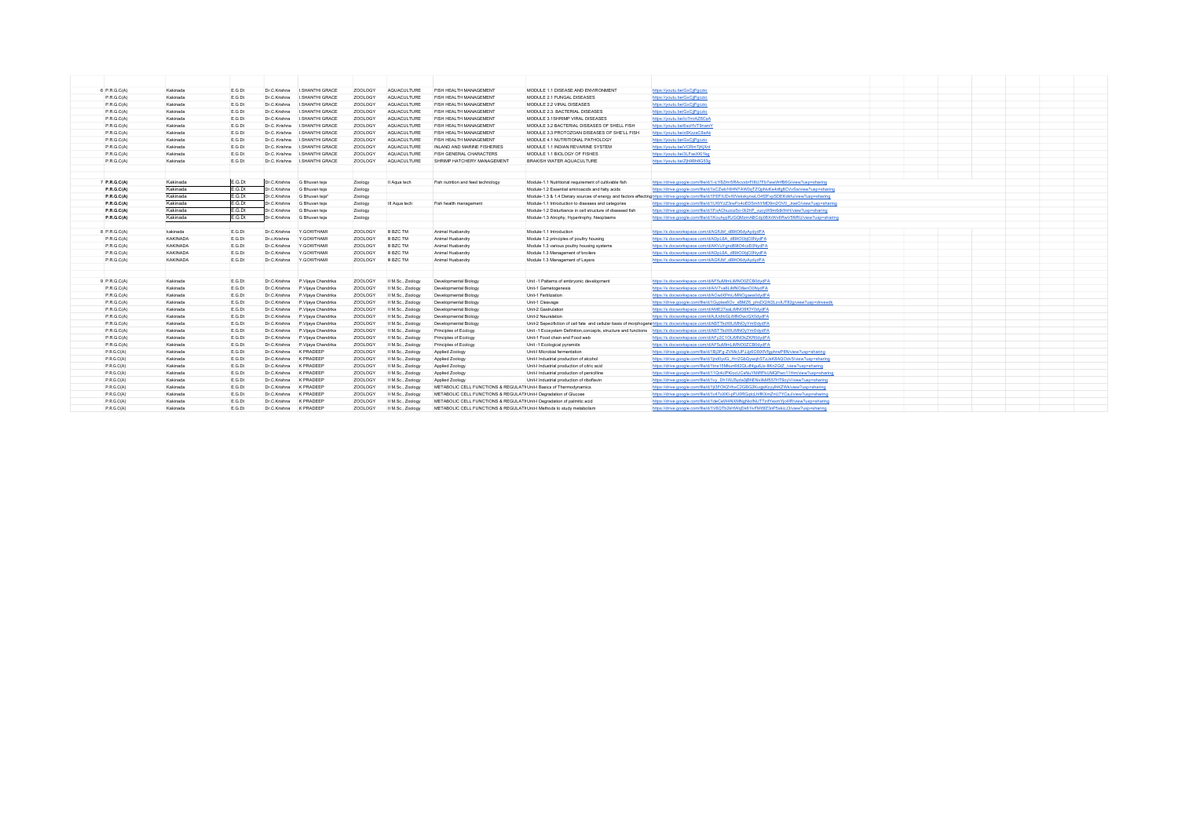| | | | | | | | | | | |
|---|---|---|---|---|---|---|---|---|---|---|
| 6 | P.R.G.C(A) | Kakinada | E.G.Dt | Dr.C.Krishna | I.SHANTHI GRACE | ZOOLOGY | AQUACULTURE | FISH HEALTH MANAGEMENT | MODULE 1.1 DISEASE AND ENVIRONMENT | https://youtu.be/GxCjjFgcztc |
| | P.R.G.C(A) | Kakinada | E.G.Dt | Dr.C.Krishna | I.SHANTHI GRACE | ZOOLOGY | AQUACULTURE | FISH HEALTH MANAGEMENT | MODULE 2.1 FUNGAL DISEASES | https://youtu.be/GxCjjFgcztc |
| | P.R.G.C(A) | Kakinada | E.G.Dt | Dr.C.Krishna | I.SHANTHI GRACE | ZOOLOGY | AQUACULTURE | FISH HEALTH MANAGEMENT | MODULE 2.2 VIRAL DISEASES | https://youtu.be/GxCjjFgcztc |
| | P.R.G.C(A) | Kakinada | E.G.Dt | Dr.C.Krishna | I.SHANTHI GRACE | ZOOLOGY | AQUACULTURE | FISH HEALTH MANAGEMENT | MODULE 2.3. BACTERIAL DISEASES | https://youtu.be/GxCjjFgcztc |
| | P.R.G.C(A) | Kakinada | E.G.Dt | Dr.C.Krishna | I.SHANTHI GRACE | ZOOLOGY | AQUACULTURE | FISH HEALTH MANAGEMENT | MODULE 3.1SHRIMP VIRAL DISEASES | https://youtu.be/lo7mrAZ6CeA |
| | P.R.G.C(A) | Kakinada | E.G.Dt | Dr.C.Krishna | I.SHANTHI GRACE | ZOOLOGY | AQUACULTURE | FISH HEALTH MANAGEMENT | MODULE 3.2 BACTERIAL DISEASES OF SHELL FISH | https://youtu.be/6scHfvT9mamY |
| | P.R.G.C(A) | Kakinada | E.G.Dt | Dr.C.Krishna | I.SHANTHI GRACE | ZOOLOGY | AQUACULTURE | FISH HEALTH MANAGEMENT | MODULE 3.3 PROTOZOAN DISEASES OF SHE'LL FISH | https://youtu.be/e9KzzaC8eAk |
| | P.R.G.C(A) | Kakinada | E.G.Dt | Dr.C.Krishna | I.SHANTHI GRACE | ZOOLOGY | AQUACULTURE | FISH HEALTH MANAGEMENT | MODULE 4.1 NUTRITIONAL PATHOLOGY | https://youtu.be/GxCjjFgcztc |
| | P.R.G.C(A) | Kakinada | E.G.Dt | Dr.C.Krishna | I.SHANTHI GRACE | ZOOLOGY | AQUACULTURE | INLAND AND MARINE FISHERIES | MODULE 1.1 INDIAN REVARINE SYSTEM | https://youtu.be/VCRmTjKjXnl |
| | P.R.G.C(A) | Kakinada | E.G.Dt | Dr.C.Krishna | I.SHANTHI GRACE | ZOOLOGY | AQUACULTURE | FISH GENERAL CHARACTERS | MODULE 1.1 BIOLOGY OF FISHES | https://youtu.be/3LFasXK1llg |
| | P.R.G.C(A) | Kakinada | E.G.Dt | Dr.C.Krishna | I.SHANTHI GRACE | ZOOLOGY | AQUACULTURE | SHRIMP HATCHERY MANAGEMENT | BRAKISH WATER AQUACULTURE | https://youtu.be/Zjh98Nl9G3g |
| | | | | | | | | | | |
| 7 | **P.R.G.C(A)** | Kakinada | E.G.Dt | Dr.C.Krishna | G Bhuvan teja | Zoology | II Aqua tech | Fish nutrition and feed technology | Module-1.1 Nutritional requirement of cultivable fish | https://drive.google.com/file/d/1-cY8Zmr5RAcvsbrFl8U7Fb7ewWrfB0G/view?usp=sharing |
| | **P.R.G.C(A)** | Kakinada | E.G.Dt | Dr.C.Krishna | G Bhuvan teja | Zoology | | | Module-1.2 Essential aminoacids and fatty acids | https://drive.google.com/file/d/1sCZwb1l6HNTAW9qTZQpNvKa4dlg8CVuSw/view?usp=sharing |
| | **P.R.G.C(A)** | Kakinada | E.G.Dt | Dr.C.Krishna | G Bhuvan teja* | Zoology | | | Module-1.3 & 1.4 Dietary sources of energy and factors effecting | https://drive.google.com/file/d/1F6FIUDvWVekskynwLO45PxpSDEKdkfu/view?usp=sharing |
| | **P.R.G.C(A)** | Kakinada | E.G.Dt | Dr.C.Krishna | G Bhuvan teja | Zoology | III Aqua tech | Fish health management | Module-1.1 Introduction to diseases and categories | https://drive.google.com/file/d/1UWYzZ3rwFo4oEDSmhYMD9m2OVL_lneC/view?usp=sharing |
| | **P.R.G.C(A)** | Kakinada | E.G.Dt | Dr.C.Krishna | G Bhuvan teja | Zoology | | | Module-1.2 Disturbance in cell structure of diseased fish | https://drive.google.com/file/d/1FsAChuuozSo-l9ZhF_oucyW9m6dhmt/view?usp=sharing |
| | **P.R.G.C(A)** | Kakinada | E.G.Dt | Dr.C.Krishna | G Bhuvan teja | Zoology | | | Module-1.3 Atrophy, Hypertrophy, Neoplasms | https://drive.google.com/file/d/1KouhcpRJGQMnmABCdp0XnWv6RwV5NRU/view?usp=sharing |
| | | | | | | | | | | |
| 8 | P.R.G.C(A) | kakinada | E.G.Dt | Dr.C.Krishna | Y.GOWTHAMI | ZOOLOGY | III BZC TM | Animal Husbandry | Module-1.1 Introduction | https://s.docworkspace.com/d/AGfUbf_d89lO6dyAydydFA |
| | P.R.G.C(A) | KAKINADA | E.G.Dt | Dr.c.Krishna | Y.GOWTHAMI | ZOOLOGY | III BZC TM | Animal Husbandry | Module 1.2 principles of poultry housing | https://s.docworkspace.com/d/ADpL6A_d89lO0bjO3NydFA |
| | P.R.G.C(A) | KAKINADA | E.G.Dt | Dr.C.Krishna | Y.GOWTHAMI | ZOOLOGY | III BZC TM | Animal Husbandry | Module 1.3 various poultry housing systems | https://s.docworkspace.com/d/AKYuYgmB9lO4czE0NydFA |
| | P.R.G.C(A) | KAKINADA | E.G.Dt | Dr.C.Krishna | Y.GOWTHAMI | ZOOLOGY | III BZC TM | Animal Husbandry | Module 1.3 Management of broilers | https://s.docworkspace.com/d/ADpL6A_d89lO0bjO3NydFA |
| | P.R.G.C(A) | KAKINADA | E.G.Dt | Dr.C.Krishna | Y.GOWTHAMI | ZOOLOGY | III BZC TM | Animal Husbandry | Module 1.3 Management of Layers | https://s.docworkspace.com/d/AGfUbf_d89lO6dyAydydFA |
| | | | | | | | | | | |
| 9 | P.R.G.C(A) | Kakinada | E.G.Dt | Dr.C.Krishna | P.Vijaya Chandrika | ZOOLOGY | II M.Sc., Zoology | Developmental Biology | Unit -1 Patterns of embryonic development | https://s.docworkspace.com/d/AF5uMImLiMNOlZCB0dydFA |
| | P.R.G.C(A) | Kakinada | E.G.Dt | Dr.C.Krishna | P.Vijaya Chandrika | ZOOLOGY | II M.Sc., Zoology | Developmental Biology | Unit-1 Gametogenesis | https://s.docworkspace.com/d/AIV7vaBLiMNO6em00NydFA |
| | P.R.G.C(A) | Kakinada | E.G.Dt | Dr.C.Krishna | P.Vijaya Chandrika | ZOOLOGY | II M.Sc., Zoology | Developmental Biology | Unit-1 Fertilization | https://s.docworkspace.com/d/ACwlXPmLiMNOgaea0dydFA |
| | P.R.G.C(A) | Kakinada | E.G.Dt | Dr.C.Krishna | P.Vijaya Chandrika | ZOOLOGY | II M.Sc., Zoology | Developmental Biology | Unit-1 Cleavage | https://drive.google.com/file/d/1Gypled6Ov_s8MZ6_phsDQW2LzvlUT82g/view?usp=drivesdk |
| | P.R.G.C(A) | Kakinada | E.G.Dt | Dr.C.Krishna | P.Vijaya Chandrika | ZOOLOGY | II M.Sc., Zoology | Developmental Biology | Unit-2 Gastrulation | https://s.docworkspace.com/d/AME27eaLiMNO8fOY0dydFA |
| | P.R.G.C(A) | Kakinada | E.G.Dt | Dr.C.Krishna | P.Vijaya Chandrika | ZOOLOGY | II M.Sc., Zoology | Developmental Biology | Unit-2 Neurulation | https://s.docworkspace.com/d/AJUdbGLiMNOwcGX0dydFA |
| | P.R.G.C(A) | Kakinada | E.G.Dt | Dr.C.Krishna | P.Vijaya Chandrika | ZOOLOGY | II M.Sc., Zoology | Developmental Biology | Unit-2 Sepecifiction of cell fate and cellular basis of morphogene | https://s.docworkspace.com/d/ABTTkdWLiMNOyYm0dydFA |
| | P.R.G.C(A) | Kakinada | E.G.Dt | Dr.C.Krishna | P.Vijaya Chandrika | ZOOLOGY | II M.Sc., Zoology | Principles of Ecology | Unit -1 Ecosystem Definition,concepts, structure and functions | https://s.docworkspace.com/d/ABTTkdWLiMNOyYm0dydFA |
| | P.R.G.C(A) | Kakinada | E.G.Dt | Dr.C.Krishna | P.Vijaya Chandrika | ZOOLOGY | II M.Sc., Zoology | Principles of Ecology | Unit-1 Food chain and Food web | https://s.docworkspace.com/d/AFj2C1OLiMNOkZKR0dydFA |
| | P.R.G.C(A) | Kakinada | E.G.Dt | Dr.C.Krishna | P.Vijaya Chandrika | ZOOLOGY | II M.Sc., Zoology | Principles of Ecology | Unit -1 Ecological pyramids | https://s.docworkspace.com/d/AF5uMImLiMNOlZCB0dydFA |
| | P.R.G.C(A) | Kakinada | E.G.Dt | Dr.C.Krishna | K PRADEEP | ZOOLOGY | II M.Sc., Zoology | Applied Zoology | Unit-I Microbial fermentation | https://drive.google.com/file/d/1BjlFg-ZVMkUPJJo5C6tKfVfgphraP8N/view?usp=sharing |
| | P.R.G.C(A) | Kakinada | E.G.Dt | Dr.C.Krishna | K PRADEEP | ZOOLOGY | II M.Sc., Zoology | Applied Zoology | Unit-I Industrial production of alcohol | https://drive.google.com/file/d/1jmtXjvliG_Hn2GbQyeqhSTzJeK8AQOdvS/view?usp=sharing |
| | P.R.G.C(A) | Kakinada | E.G.Dt | Dr.C.Krishna | K PRADEEP | ZOOLOGY | II M.Sc., Zoology | Applied Zoology | Unit-I Industrial production of citric acid | https://drive.google.com/file/d/1tne15Mlun6t2OLdf4gutUz-8Kn2GtZ_/view?usp=sharing |
| | P.R.G.C(A) | Kakinada | E.G.Dt | Dr.C.Krishna | K PRADEEP | ZOOLOGY | II M.Sc., Zoology | Applied Zoology | Unit-I Industrial production of penicilline | https://drive.google.com/file/d/11Qi4cIPKocUCsNuYlMRPb1iMQPws11Hm/view?usp=sharing |
| | P.R.G.C(A) | Kakinada | E.G.Dt | Dr.C.Krishna | K PRADEEP | ZOOLOGY | II M.Sc., Zoology | Applied Zoology | Unit-I Industrial production of riboflavin | https://drive.google.com/file/d/1vy_Dh1lIV5yds3jBNENx9kM557HT6cyV/view?usp=sharing |
| | P.R.G.C(A) | Kakinada | E.G.Dt | Dr.C.Krishna | K PRADEEP | ZOOLOGY | II M.Sc., Zoology | METABOLIC CELL FUNCTIONS & REGULATI | Unit-I Basics of Thermodynamics | https://drive.google.com/file/d/1jl3FOKZrfhsC2GBG2KvyjkKzybhKZWk/view?usp=sharing |
| | P.R.G.C(A) | Kakinada | E.G.Dt | Dr.C.Krishna | K PRADEEP | ZOOLOGY | II M.Sc., Zoology | METABOLIC CELL FUNCTIONS & REGULATI | Unit-I Degradation of Glucose | https://drive.google.com/file/d/1c47sXKt-pFUXRSqtdJrlfKXmZnU7YCaJ/view?usp=sharing |
| | P.R.G.C(A) | Kakinada | E.G.Dt | Dr.C.Krishna | K PRADEEP | ZOOLOGY | II M.Sc., Zoology | METABOLIC CELL FUNCTIONS & REGULATI | Unit-I Degradation of palmitic acid | https://drive.google.com/file/d/1daCeW4NXMNghkoNUTTzlPIexmYjcAR/view?usp=sharing |
| | P.R.G.C(A) | Kakinada | E.G.Dt | Dr.C.Krishna | K PRADEEP | ZOOLOGY | II M.Sc., Zoology | METABOLIC CELL FUNCTIONS & REGULATI | Unit-I Methods to study metabolism | https://drive.google.com/file/d/1V6QTb2kHWqDk61lvFMl9Z3nP5xkuJ3/view?usp=sharing |